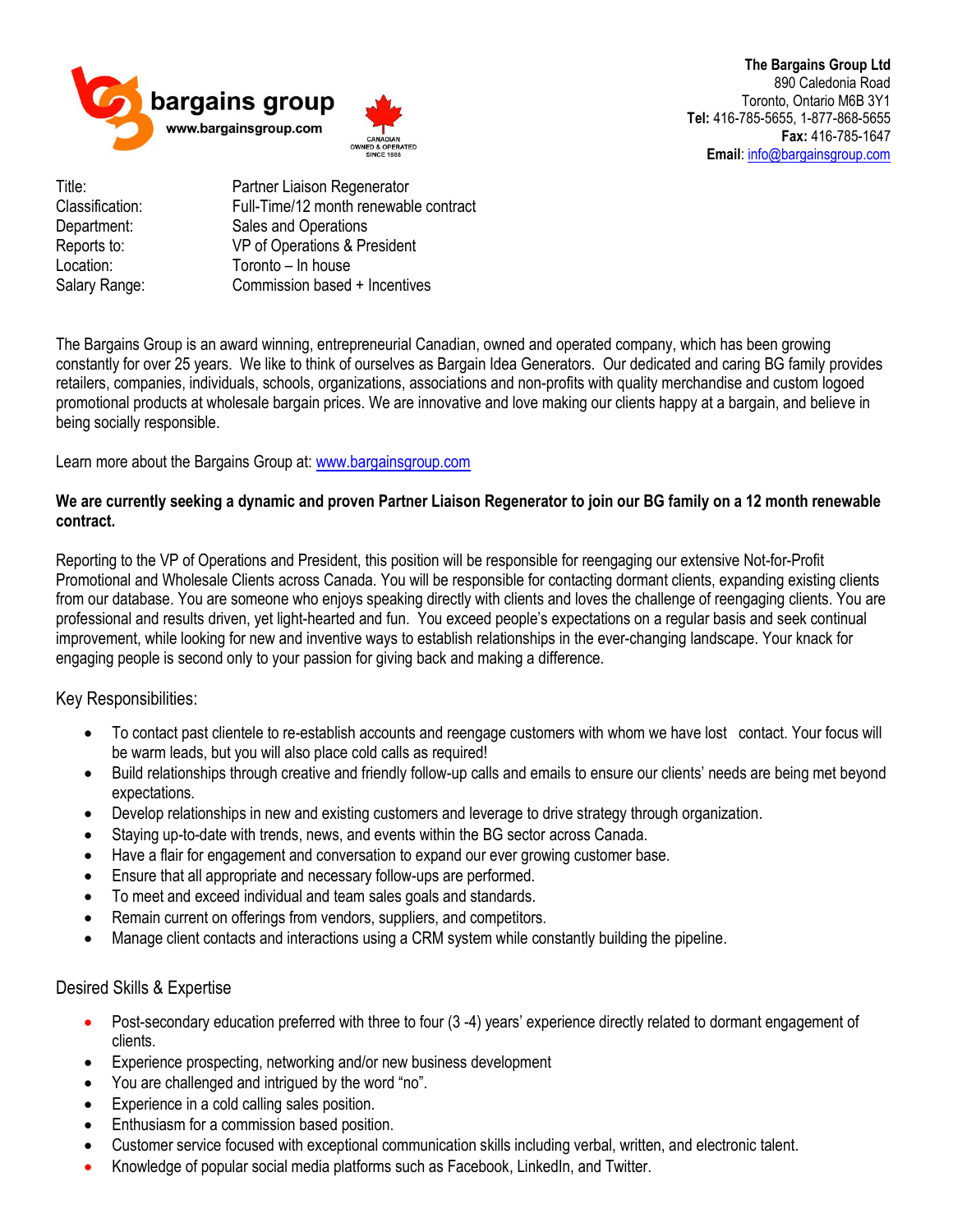bargains group
www.bargainsgroup.com

CANADIAN OWNED & OPERATED SINCE 1988

**The Bargains Group Ltd**
890 Caledonia Road
Toronto, Ontario M6B 3Y1
**Tel:** 416-785-5655, 1-877-868-5655
**Fax:** 416-785-1647
**Email**: info@bargainsgroup.com

| | |
|---|---|
| Title: | Partner Liaison Regenerator |
| Classification: | Full-Time/12 month renewable contract |
| Department: | Sales and Operations |
| Reports to: | VP of Operations & President |
| Location: | Toronto – In house |
| Salary Range: | Commission based + Incentives |

The Bargains Group is an award winning, entrepreneurial Canadian, owned and operated company, which has been growing constantly for over 25 years. We like to think of ourselves as Bargain Idea Generators. Our dedicated and caring BG family provides retailers, companies, individuals, schools, organizations, associations and non-profits with quality merchandise and custom logoed promotional products at wholesale bargain prices. We are innovative and love making our clients happy at a bargain, and believe in being socially responsible.

Learn more about the Bargains Group at: www.bargainsgroup.com

**We are currently seeking a dynamic and proven Partner Liaison Regenerator to join our BG family on a 12 month renewable contract.**

Reporting to the VP of Operations and President, this position will be responsible for reengaging our extensive Not-for-Profit Promotional and Wholesale Clients across Canada. You will be responsible for contacting dormant clients, expanding existing clients from our database. You are someone who enjoys speaking directly with clients and loves the challenge of reengaging clients. You are professional and results driven, yet light-hearted and fun. You exceed people's expectations on a regular basis and seek continual improvement, while looking for new and inventive ways to establish relationships in the ever-changing landscape. Your knack for engaging people is second only to your passion for giving back and making a difference.

## Key Responsibilities:

- To contact past clientele to re-establish accounts and reengage customers with whom we have lost contact. Your focus will be warm leads, but you will also place cold calls as required!
- Build relationships through creative and friendly follow-up calls and emails to ensure our clients' needs are being met beyond expectations.
- Develop relationships in new and existing customers and leverage to drive strategy through organization.
- Staying up-to-date with trends, news, and events within the BG sector across Canada.
- Have a flair for engagement and conversation to expand our ever growing customer base.
- Ensure that all appropriate and necessary follow-ups are performed.
- To meet and exceed individual and team sales goals and standards.
- Remain current on offerings from vendors, suppliers, and competitors.
- Manage client contacts and interactions using a CRM system while constantly building the pipeline.

## Desired Skills & Expertise

- Post-secondary education preferred with three to four (3 -4) years' experience directly related to dormant engagement of clients.
- Experience prospecting, networking and/or new business development
- You are challenged and intrigued by the word "no".
- Experience in a cold calling sales position.
- Enthusiasm for a commission based position.
- Customer service focused with exceptional communication skills including verbal, written, and electronic talent.
- Knowledge of popular social media platforms such as Facebook, LinkedIn, and Twitter.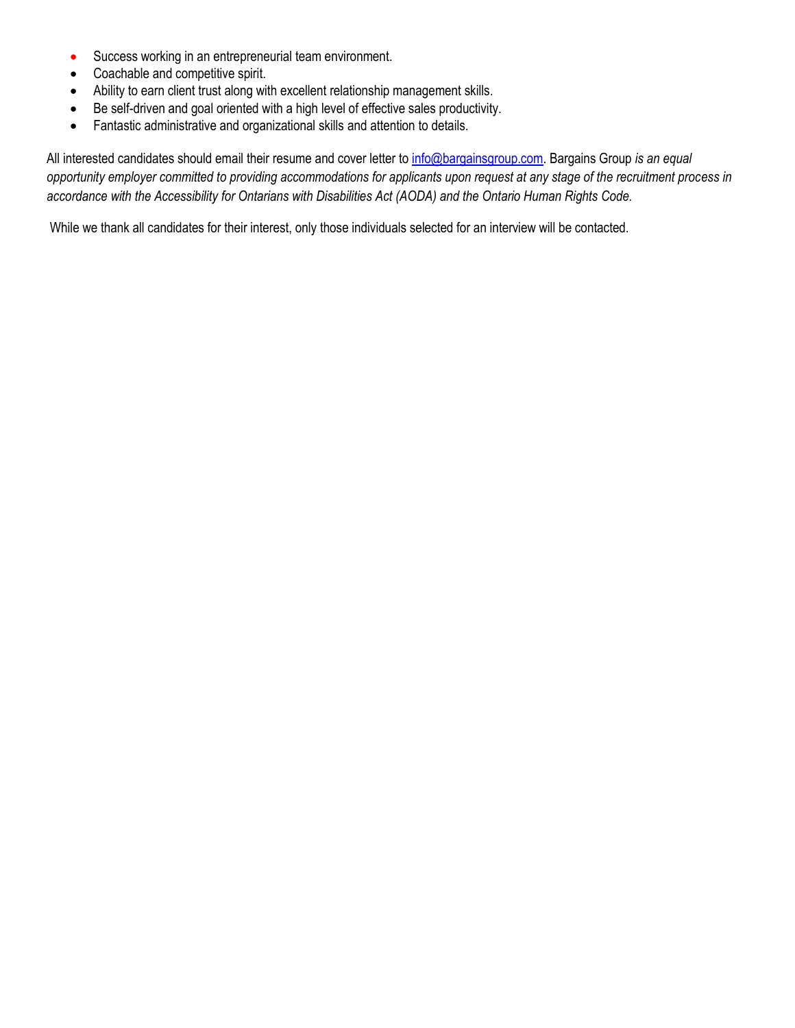- Success working in an entrepreneurial team environment.
- Coachable and competitive spirit.
- Ability to earn client trust along with excellent relationship management skills.
- Be self-driven and goal oriented with a high level of effective sales productivity.
- Fantastic administrative and organizational skills and attention to details.

All interested candidates should email their resume and cover letter to info@bargainsgroup.com. Bargains Group *is an equal opportunity employer committed to providing accommodations for applicants upon request at any stage of the recruitment process in accordance with the Accessibility for Ontarians with Disabilities Act (AODA) and the Ontario Human Rights Code.*

While we thank all candidates for their interest, only those individuals selected for an interview will be contacted.